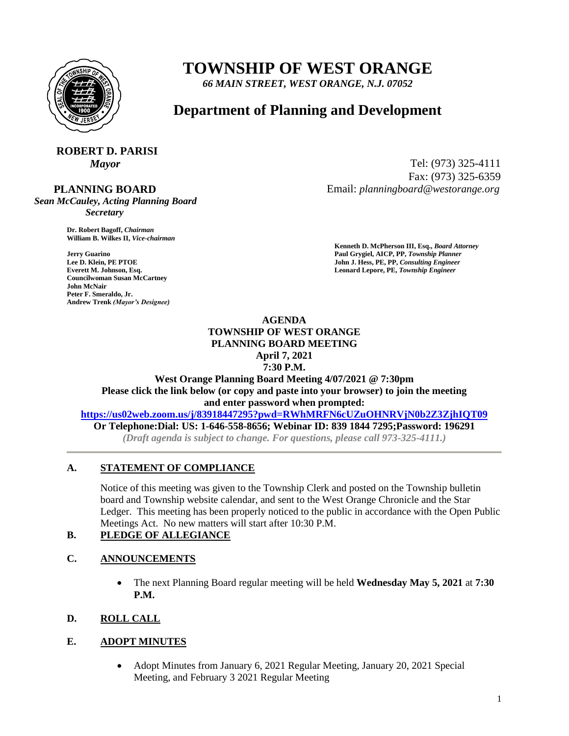# TOWNSHIP OF WEST ORANGE

*66 MAIN STREET, WEST ORANGE, N.J. 07052*

## Department of Planning and Development

**ROBERT D. PARISI**
*Mayor*

Tel: (973) 325-4111
Fax: (973) 325-6359
Email: *planningboard@westorange.org*

**PLANNING BOARD**
*Sean McCauley, Acting Planning Board Secretary*

**Dr. Robert Bagoff,** *Chairman*
**William B. Wilkes II,** *Vice-chairman*

**Jerry Guarino**
**Lee D. Klein, PE PTOE**
**Everett M. Johnson, Esq.**
**Councilwoman Susan McCartney**
**John McNair**
**Peter F. Smeraldo, Jr.**
**Andrew Trenk** *(Mayor's Designee)*

**Kenneth D. McPherson III, Esq.,** *Board Attorney*
**Paul Grygiel, AICP, PP,** *Township Planner*
**John J. Hess, PE, PP,** *Consulting Engineer*
**Leonard Lepore, PE,** *Township Engineer*

**AGENDA**
**TOWNSHIP OF WEST ORANGE**
**PLANNING BOARD MEETING**
**April 7, 2021**
**7:30 P.M.**

**West Orange Planning Board Meeting 4/07/2021 @ 7:30pm**
**Please click the link below (or copy and paste into your browser) to join the meeting and enter password when prompted:**
**https://us02web.zoom.us/j/83918447295?pwd=RWhMRFN6cUZuOHNRVjN0b2Z3ZjhIQT09**
**Or Telephone:Dial: US: 1-646-558-8656; Webinar ID: 839 1844 7295;Password: 196291**
*(Draft agenda is subject to change. For questions, please call 973-325-4111.)*

---

**A. STATEMENT OF COMPLIANCE**

Notice of this meeting was given to the Township Clerk and posted on the Township bulletin board and Township website calendar, and sent to the West Orange Chronicle and the Star Ledger. This meeting has been properly noticed to the public in accordance with the Open Public Meetings Act. No new matters will start after 10:30 P.M.

**B. PLEDGE OF ALLEGIANCE**

**C. ANNOUNCEMENTS**

- The next Planning Board regular meeting will be held **Wednesday May 5, 2021** at **7:30 P.M.**

**D. ROLL CALL**

**E. ADOPT MINUTES**

- Adopt Minutes from January 6, 2021 Regular Meeting, January 20, 2021 Special Meeting, and February 3 2021 Regular Meeting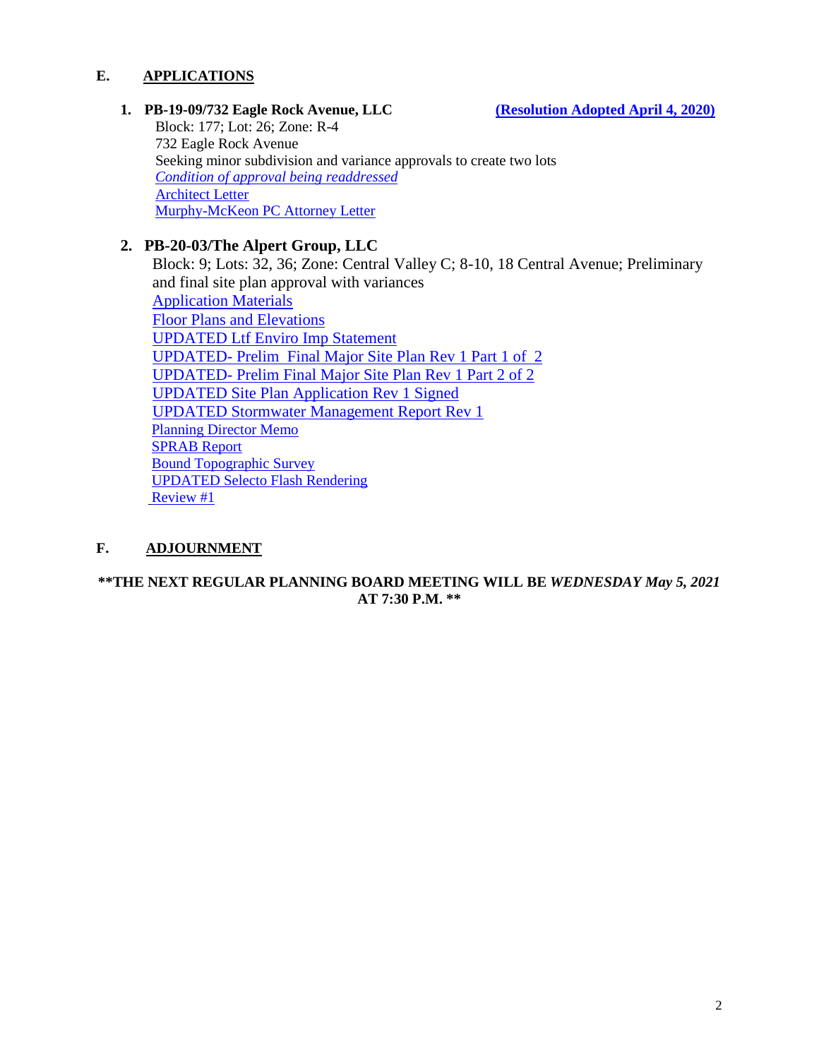## E. APPLICATIONS

1. **PB-19-09/732 Eagle Rock Avenue, LLC** **(Resolution Adopted April 4, 2020)**
   Block: 177; Lot: 26; Zone: R-4
   732 Eagle Rock Avenue
   Seeking minor subdivision and variance approvals to create two lots
   *Condition of approval being readdressed*
   Architect Letter
   Murphy-McKeon PC Attorney Letter

2. **PB-20-03/The Alpert Group, LLC**
   Block: 9; Lots: 32, 36; Zone: Central Valley C; 8-10, 18 Central Avenue; Preliminary and final site plan approval with variances
   Application Materials
   Floor Plans and Elevations
   UPDATED Ltf Enviro Imp Statement
   UPDATED- Prelim Final Major Site Plan Rev 1 Part 1 of 2
   UPDATED- Prelim Final Major Site Plan Rev 1 Part 2 of 2
   UPDATED Site Plan Application Rev 1 Signed
   UPDATED Stormwater Management Report Rev 1
   Planning Director Memo
   SPRAB Report
   Bound Topographic Survey
   UPDATED Selecto Flash Rendering
   Review #1

## F. ADJOURNMENT

**\*\*THE NEXT REGULAR PLANNING BOARD MEETING WILL BE *WEDNESDAY May 5, 2021* AT 7:30 P.M. \*\***